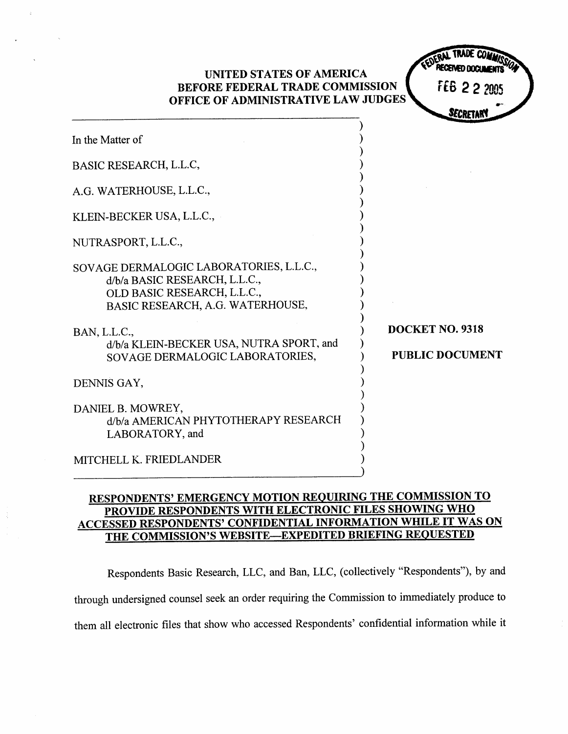UNITED STATES OF AMERICA
BEFORE FEDERAL TRADE COMMISSION
OFFICE OF ADMINISTRATIVE LAW JUDGES

FEDERAL TRADE COMMISSION
RECEIVED DOCUMENTS
FEB 22 2005
SECRETARY

In the Matter of

BASIC RESEARCH, L.L.C,

A.G. WATERHOUSE, L.L.C.,

KLEIN-BECKER USA, L.L.C.,

NUTRASPORT, L.L.C.,

SOVAGE DERMALOGIC LABORATORIES, L.L.C.,
d/b/a BASIC RESEARCH, L.L.C.,
OLD BASIC RESEARCH, L.L.C.,
BASIC RESEARCH, A.G. WATERHOUSE,

BAN, L.L.C.,
d/b/a KLEIN-BECKER USA, NUTRA SPORT, and
SOVAGE DERMALOGIC LABORATORIES,

DENNIS GAY,

DANIEL B. MOWREY,
d/b/a AMERICAN PHYTOTHERAPY RESEARCH
LABORATORY, and

MITCHELL K. FRIEDLANDER

**DOCKET NO. 9318**

**PUBLIC DOCUMENT**

**RESPONDENTS' EMERGENCY MOTION REQUIRING THE COMMISSION TO PROVIDE RESPONDENTS WITH ELECTRONIC FILES SHOWING WHO ACCESSED RESPONDENTS' CONFIDENTIAL INFORMATION WHILE IT WAS ON THE COMMISSION'S WEBSITE—EXPEDITED BRIEFING REQUESTED**

Respondents Basic Research, LLC, and Ban, LLC, (collectively "Respondents"), by and through undersigned counsel seek an order requiring the Commission to immediately produce to them all electronic files that show who accessed Respondents' confidential information while it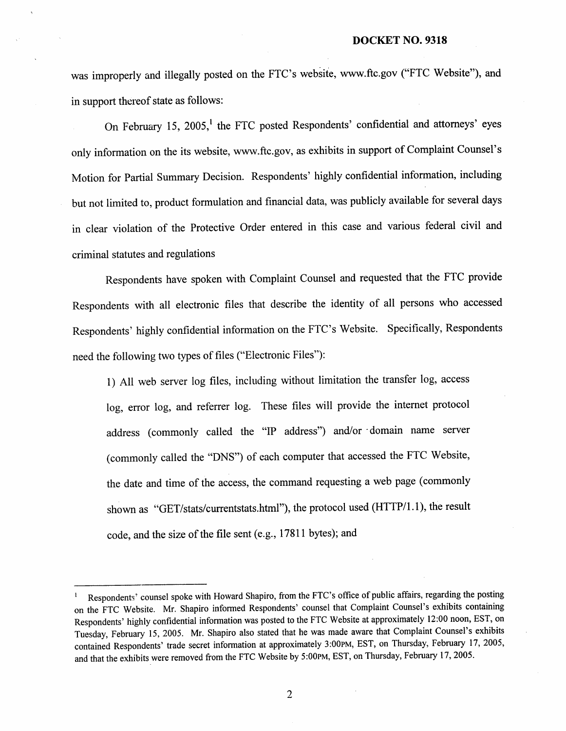was improperly and illegally posted on the FTC's website, www.ftc.gov ("FTC Website"), and in support thereof state as follows:

On February 15, 2005,[1] the FTC posted Respondents' confidential and attorneys' eyes only information on the its website, www.ftc.gov, as exhibits in support of Complaint Counsel's Motion for Partial Summary Decision. Respondents' highly confidential information, including but not limited to, product formulation and financial data, was publicly available for several days in clear violation of the Protective Order entered in this case and various federal civil and criminal statutes and regulations

Respondents have spoken with Complaint Counsel and requested that the FTC provide Respondents with all electronic files that describe the identity of all persons who accessed Respondents' highly confidential information on the FTC's Website. Specifically, Respondents need the following two types of files ("Electronic Files"):

1) All web server log files, including without limitation the transfer log, access log, error log, and referrer log. These files will provide the internet protocol address (commonly called the "IP address") and/or domain name server (commonly called the "DNS") of each computer that accessed the FTC Website, the date and time of the access, the command requesting a web page (commonly shown as "GET/stats/currentstats.html"), the protocol used (HTTP/1.1), the result code, and the size of the file sent (e.g., 17811 bytes); and

---

[1] Respondents' counsel spoke with Howard Shapiro, from the FTC's office of public affairs, regarding the posting on the FTC Website. Mr. Shapiro informed Respondents' counsel that Complaint Counsel's exhibits containing Respondents' highly confidential information was posted to the FTC Website at approximately 12:00 noon, EST, on Tuesday, February 15, 2005. Mr. Shapiro also stated that he was made aware that Complaint Counsel's exhibits contained Respondents' trade secret information at approximately 3:00PM, EST, on Thursday, February 17, 2005, and that the exhibits were removed from the FTC Website by 5:00PM, EST, on Thursday, February 17, 2005.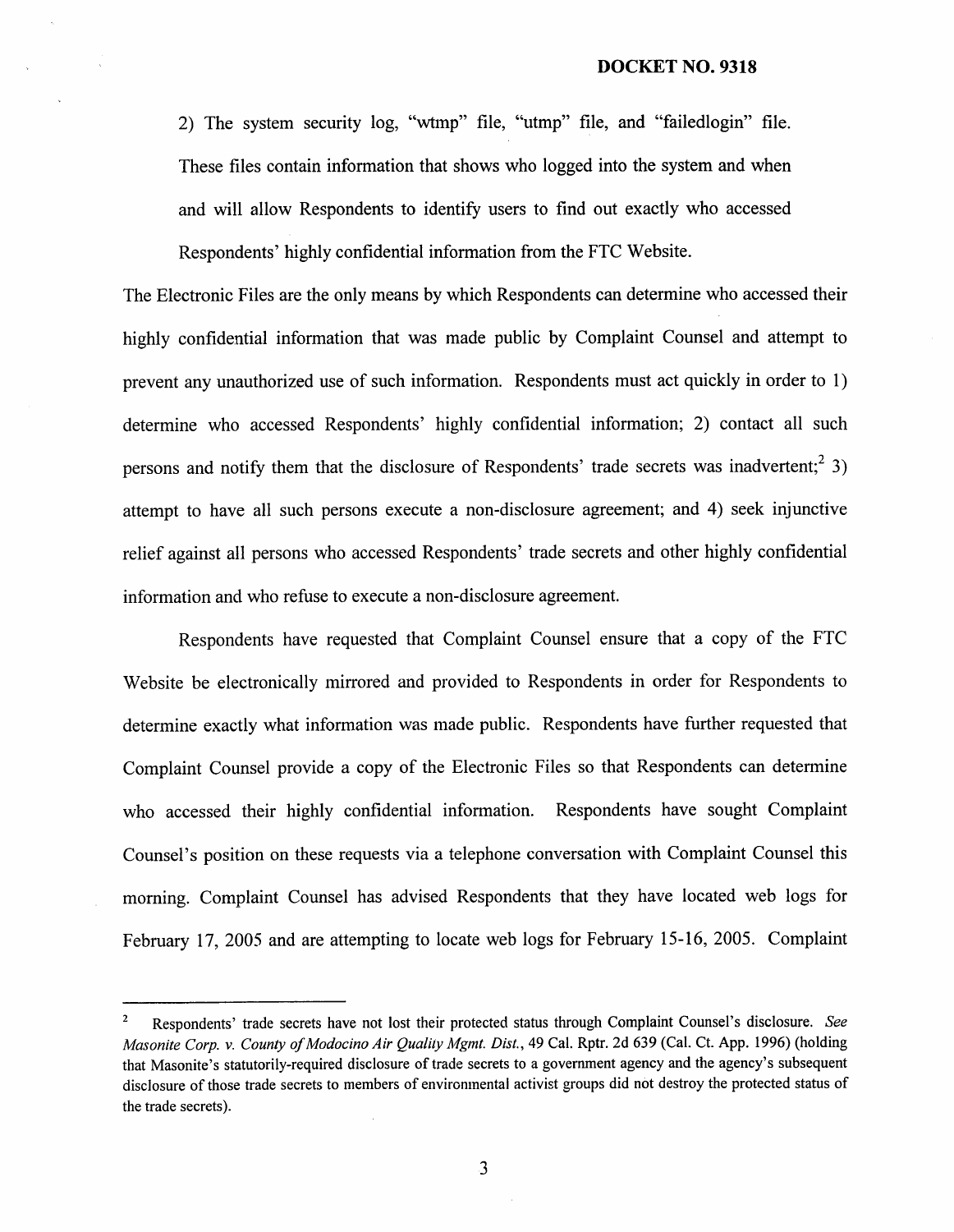2) The system security log, "wtmp" file, "utmp" file, and "failedlogin" file. These files contain information that shows who logged into the system and when and will allow Respondents to identify users to find out exactly who accessed Respondents' highly confidential information from the FTC Website.

The Electronic Files are the only means by which Respondents can determine who accessed their highly confidential information that was made public by Complaint Counsel and attempt to prevent any unauthorized use of such information. Respondents must act quickly in order to 1) determine who accessed Respondents' highly confidential information; 2) contact all such persons and notify them that the disclosure of Respondents' trade secrets was inadvertent;[2] 3) attempt to have all such persons execute a non-disclosure agreement; and 4) seek injunctive relief against all persons who accessed Respondents' trade secrets and other highly confidential information and who refuse to execute a non-disclosure agreement.

Respondents have requested that Complaint Counsel ensure that a copy of the FTC Website be electronically mirrored and provided to Respondents in order for Respondents to determine exactly what information was made public. Respondents have further requested that Complaint Counsel provide a copy of the Electronic Files so that Respondents can determine who accessed their highly confidential information. Respondents have sought Complaint Counsel's position on these requests via a telephone conversation with Complaint Counsel this morning. Complaint Counsel has advised Respondents that they have located web logs for February 17, 2005 and are attempting to locate web logs for February 15-16, 2005. Complaint

---

[2] Respondents' trade secrets have not lost their protected status through Complaint Counsel's disclosure. *See Masonite Corp. v. County of Modocino Air Quality Mgmt. Dist.*, 49 Cal. Rptr. 2d 639 (Cal. Ct. App. 1996) (holding that Masonite's statutorily-required disclosure of trade secrets to a government agency and the agency's subsequent disclosure of those trade secrets to members of environmental activist groups did not destroy the protected status of the trade secrets).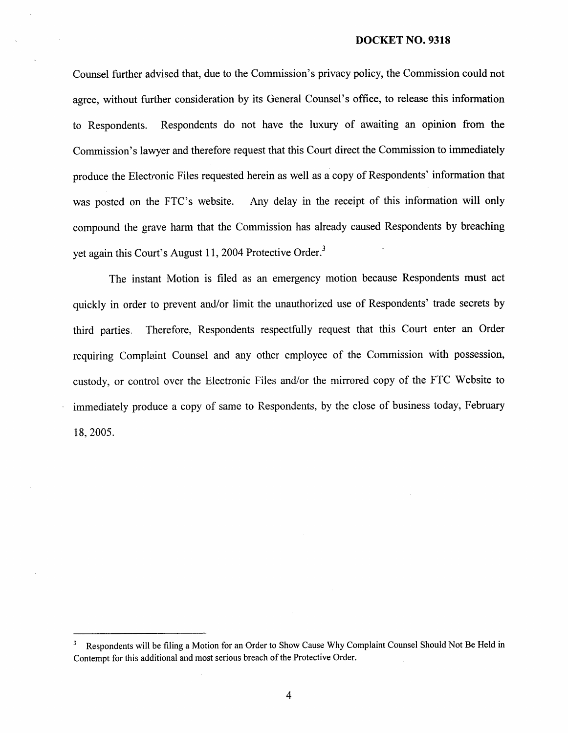Counsel further advised that, due to the Commission's privacy policy, the Commission could not agree, without further consideration by its General Counsel's office, to release this information to Respondents. Respondents do not have the luxury of awaiting an opinion from the Commission's lawyer and therefore request that this Court direct the Commission to immediately produce the Electronic Files requested herein as well as a copy of Respondents' information that was posted on the FTC's website. Any delay in the receipt of this information will only compound the grave harm that the Commission has already caused Respondents by breaching yet again this Court's August 11, 2004 Protective Order.[3]

The instant Motion is filed as an emergency motion because Respondents must act quickly in order to prevent and/or limit the unauthorized use of Respondents' trade secrets by third parties. Therefore, Respondents respectfully request that this Court enter an Order requiring Complaint Counsel and any other employee of the Commission with possession, custody, or control over the Electronic Files and/or the mirrored copy of the FTC Website to immediately produce a copy of same to Respondents, by the close of business today, February 18, 2005.

---

[3] Respondents will be filing a Motion for an Order to Show Cause Why Complaint Counsel Should Not Be Held in Contempt for this additional and most serious breach of the Protective Order.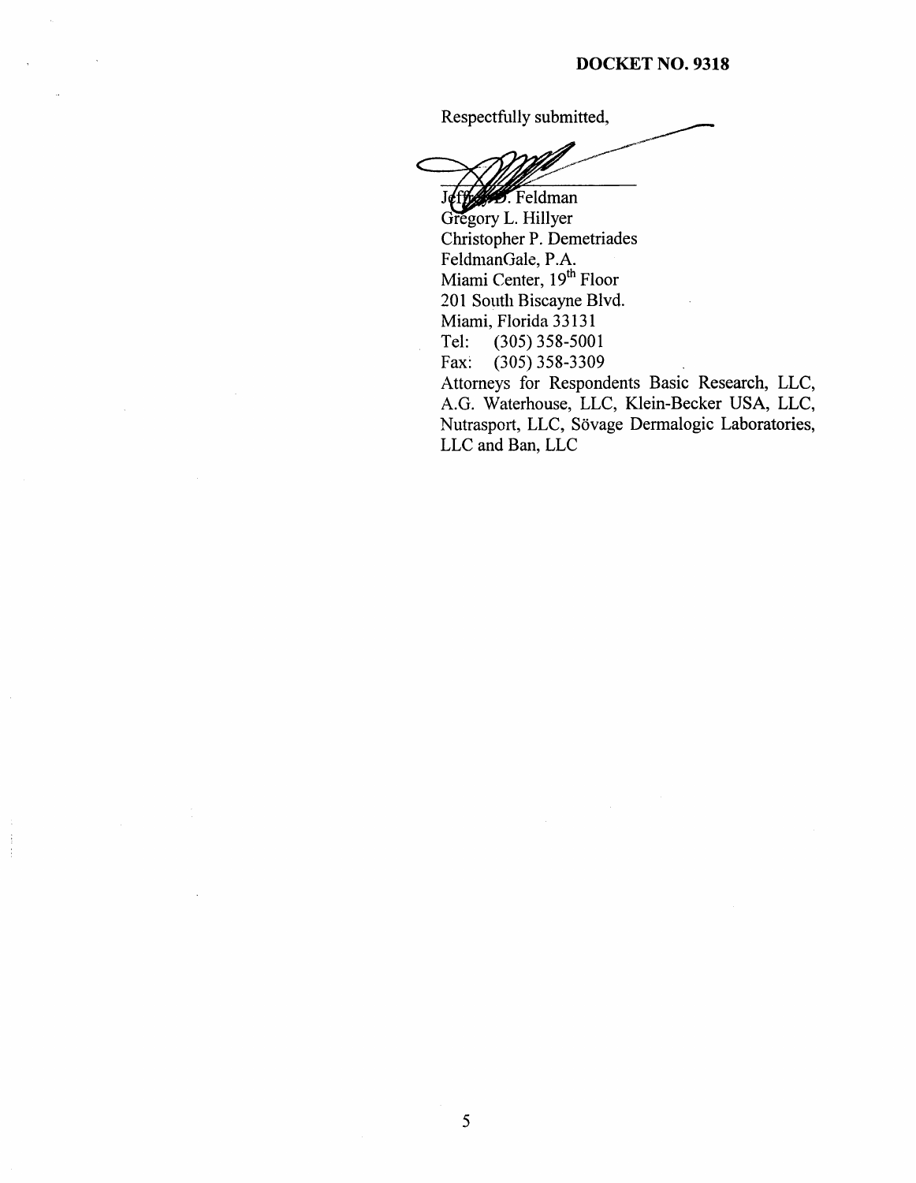**DOCKET NO. 9318**

Respectfully submitted,

Jeffrey D. Feldman
Gregory L. Hillyer
Christopher P. Demetriades
FeldmanGale, P.A.
Miami Center, 19th Floor
201 South Biscayne Blvd.
Miami, Florida 33131
Tel: (305) 358-5001
Fax: (305) 358-3309
Attorneys for Respondents Basic Research, LLC, A.G. Waterhouse, LLC, Klein-Becker USA, LLC, Nutrasport, LLC, Sövage Dermalogic Laboratories, LLC and Ban, LLC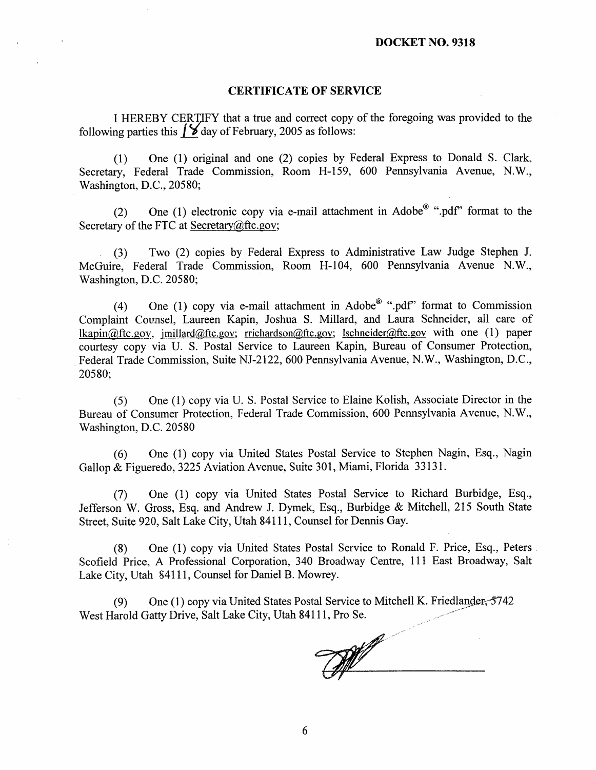**DOCKET NO. 9318**

**CERTIFICATE OF SERVICE**

I HEREBY CERTIFY that a true and correct copy of the foregoing was provided to the following parties this 18 day of February, 2005 as follows:

(1) One (1) original and one (2) copies by Federal Express to Donald S. Clark, Secretary, Federal Trade Commission, Room H-159, 600 Pennsylvania Avenue, N.W., Washington, D.C., 20580;

(2) One (1) electronic copy via e-mail attachment in Adobe® ".pdf" format to the Secretary of the FTC at Secretary@ftc.gov;

(3) Two (2) copies by Federal Express to Administrative Law Judge Stephen J. McGuire, Federal Trade Commission, Room H-104, 600 Pennsylvania Avenue N.W., Washington, D.C. 20580;

(4) One (1) copy via e-mail attachment in Adobe® ".pdf" format to Commission Complaint Counsel, Laureen Kapin, Joshua S. Millard, and Laura Schneider, all care of lkapin@ftc.gov, jmillard@ftc.gov; rrichardson@ftc.gov; lschneider@ftc.gov with one (1) paper courtesy copy via U. S. Postal Service to Laureen Kapin, Bureau of Consumer Protection, Federal Trade Commission, Suite NJ-2122, 600 Pennsylvania Avenue, N.W., Washington, D.C., 20580;

(5) One (1) copy via U. S. Postal Service to Elaine Kolish, Associate Director in the Bureau of Consumer Protection, Federal Trade Commission, 600 Pennsylvania Avenue, N.W., Washington, D.C. 20580

(6) One (1) copy via United States Postal Service to Stephen Nagin, Esq., Nagin Gallop & Figueredo, 3225 Aviation Avenue, Suite 301, Miami, Florida 33131.

(7) One (1) copy via United States Postal Service to Richard Burbidge, Esq., Jefferson W. Gross, Esq. and Andrew J. Dymek, Esq., Burbidge & Mitchell, 215 South State Street, Suite 920, Salt Lake City, Utah 84111, Counsel for Dennis Gay.

(8) One (1) copy via United States Postal Service to Ronald F. Price, Esq., Peters Scofield Price, A Professional Corporation, 340 Broadway Centre, 111 East Broadway, Salt Lake City, Utah 84111, Counsel for Daniel B. Mowrey.

(9) One (1) copy via United States Postal Service to Mitchell K. Friedlander, 5742 West Harold Gatty Drive, Salt Lake City, Utah 84111, Pro Se.

\_\_\_\_\_\_\_\_\_\_\_\_\_\_\_\_\_\_\_\_\_\_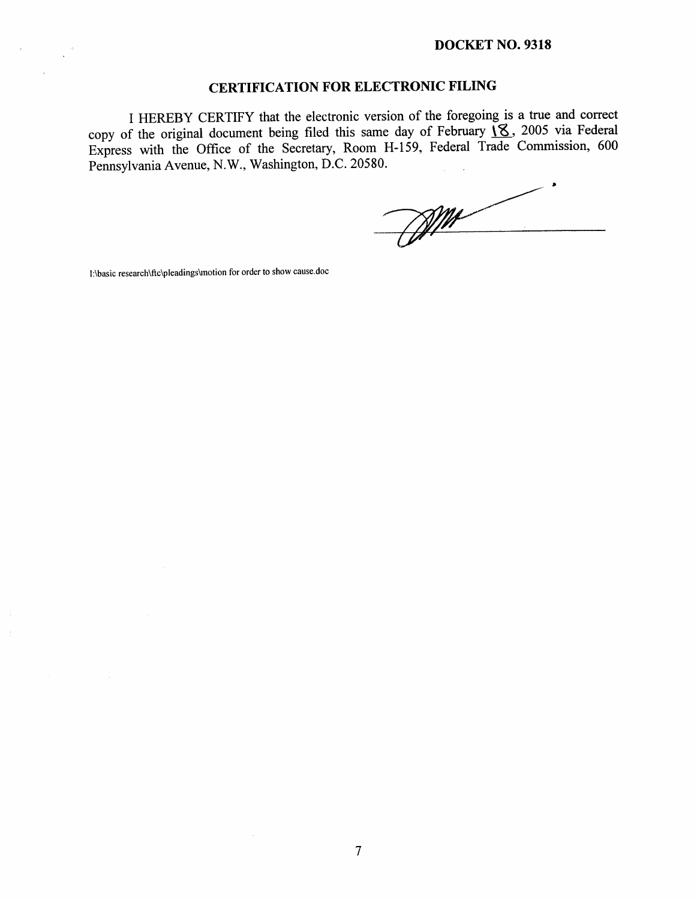**DOCKET NO. 9318**

## CERTIFICATION FOR ELECTRONIC FILING

I HEREBY CERTIFY that the electronic version of the foregoing is a true and correct copy of the original document being filed this same day of February 18, 2005 via Federal Express with the Office of the Secretary, Room H-159, Federal Trade Commission, 600 Pennsylvania Avenue, N.W., Washington, D.C. 20580.

I:\basic research\ftc\pleadings\motion for order to show cause.doc